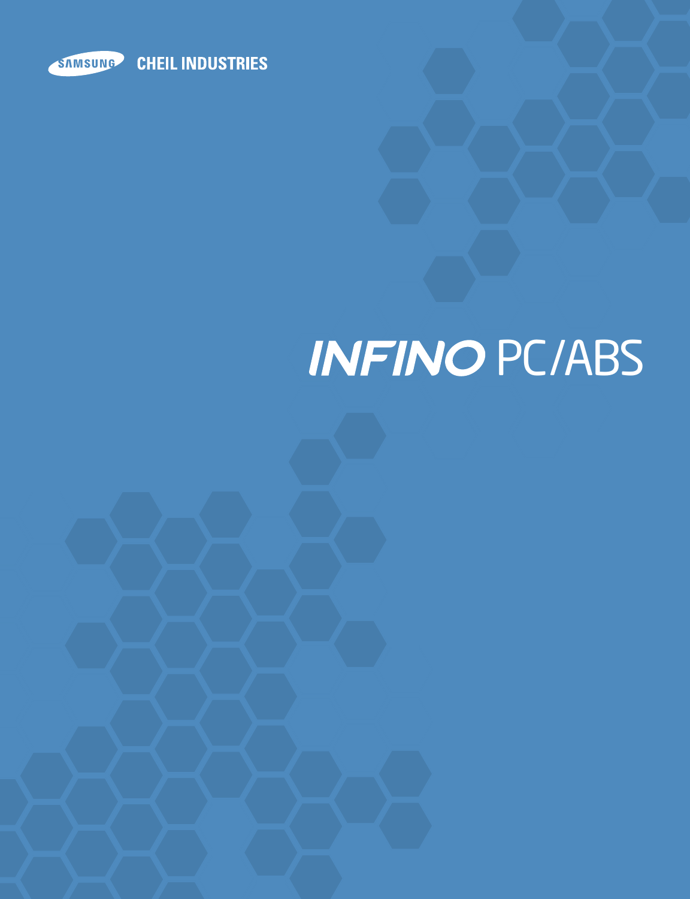SAMSUNG CHEIL INDUSTRIES

# INFINO PC/ABS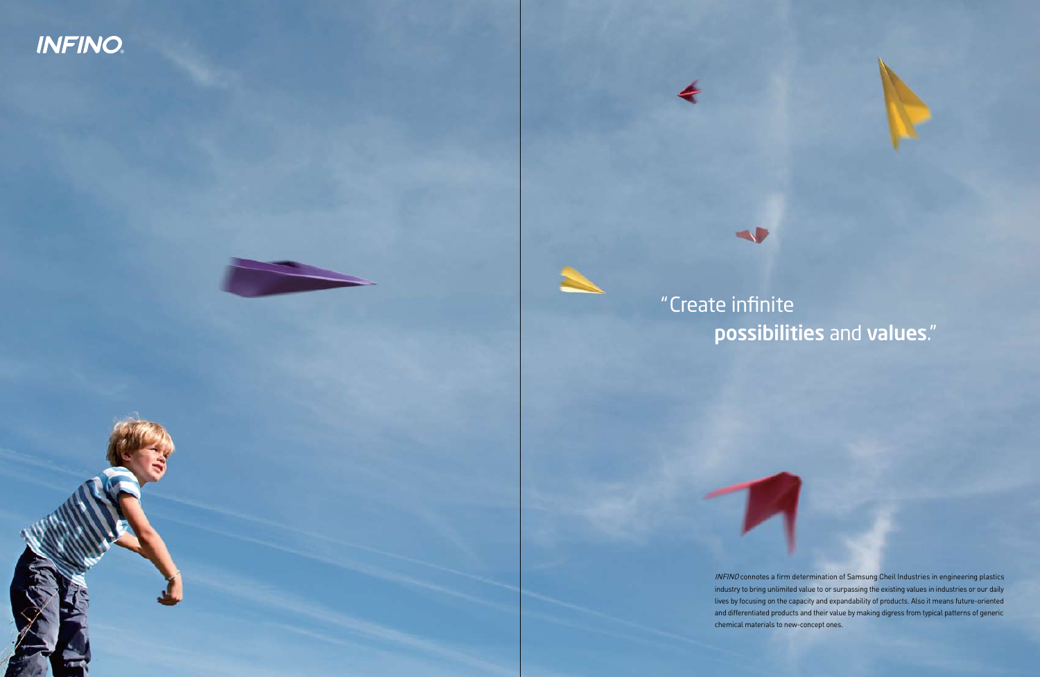**INFINO**

"Create infinite **possibilities** and **values**."

*INFINO* connotes a firm determination of Samsung Cheil Industries in engineering plastics industry to bring unlimited value to or surpassing the existing values in industries or our daily lives by focusing on the capacity and expandability of products. Also it means future-oriented and differentiated products and their value by making digress from typical patterns of generic chemical materials to new-concept ones.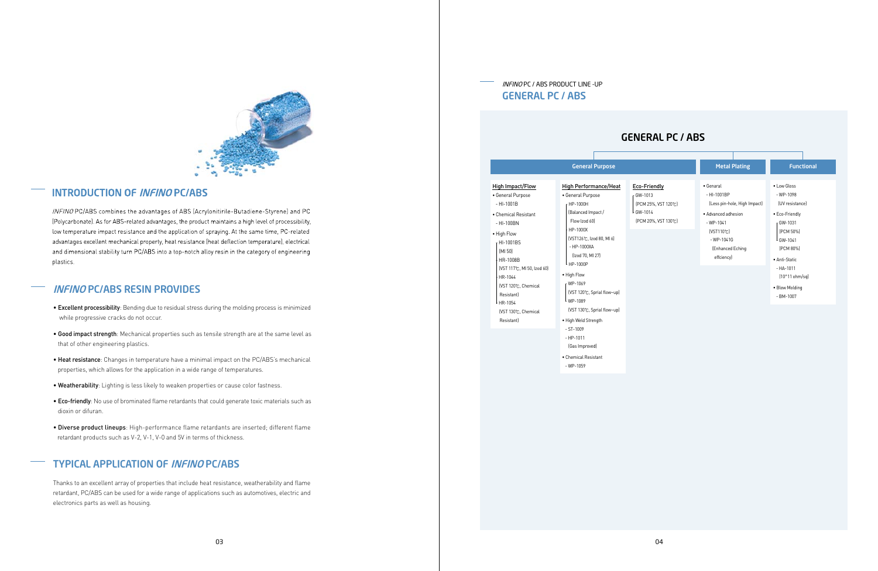## INTRODUCTION OF *INFINO* PC/ABS

*INFINO* PC/ABS combines the advantages of ABS (Acrylonitirile-Butadiene-Styrene) and PC (Polycarbonate). As for ABS-related advantages, the product maintains a high level of processibility, low temperature impact resistance and the application of spraying. At the same time, PC-related advantages excellent mechanical property, heat resistance (heat deflection temperature), electrical and dimensional stability turn PC/ABS into a top-notch alloy resin in the category of engineering plastics.

## *INFINO* PC/ABS RESIN PROVIDES

- **Excellent processibility**: Bending due to residual stress during the molding process is minimized while progressive cracks do not occur.
- **Good impact strength**: Mechanical properties such as tensile strength are at the same level as that of other engineering plastics.
- **Heat resistance**: Changes in temperature have a minimal impact on the PC/ABS's mechanical properties, which allows for the application in a wide range of temperatures.
- **Weatherability**: Lighting is less likely to weaken properties or cause color fastness.
- **Eco-friendly**: No use of brominated flame retardants that could generate toxic materials such as dioxin or difuran.
- **Diverse product lineups**: High-performance flame retardants are inserted; different flame retardant products such as V-2, V-1, V-0 and 5V in terms of thickness.

## TYPICAL APPLICATION OF *INFINO* PC/ABS

Thanks to an excellent array of properties that include heat resistance, weatherability and flame retardant, PC/ABS can be used for a wide range of applications such as automotives, electric and electronics parts as well as housing.

*INFINO* PC / ABS PRODUCT LINE-UP

## GENERAL PC / ABS

### GENERAL PC / ABS

#### General Purpose

**High Impact/Flow**

- General Purpose
  - HI-1001B
- Chemical Resistant
  - HI-100BN
- High Flow
  - HI-1001BS (MI 50)
  - HR-1008B (VST 117℃, MI 50, Izod 60)
  - HR-1044 (VST 120℃, Chemical Resistant)
  - HR-1054 (VST 130℃, Chemical Resistant)

**High Performance/Heat**

- General Purpose
  - HP-1000H (Balanced Impact / Flow Izod 60)
  - HP-1000X (VST126℃, Izod 80, MI 6)
    - HP-1000XA (Izod 70, MI 27)
  - HP-1000P
- High Flow
  - WP-1069 (VST 120℃, Sprial flow-up)
  - WP-1089 (VST 130℃, Sprial flow-up)
- High Weld Strength
  - ST-1009
  - HP-1011 (Gas Improved)
- Chemical Resistant
  - WP-1059

**Eco-Friendly**

- GW-1013 (PCM 25%, VST 120℃)
- GW-1014 (PCM 20%, VST 130℃)

#### Metal Plating

- Genaral
  - HI-1001BP (Less pin-hole, High Impact)
- Advanced adhesion
  - WP-1041 (VST110℃)
    - WP-1041G (Enhanced Eching effciency)

#### Functional

- Low Gloss
  - WP-1098 (UV resistance)
- Eco-Friendly
  - GW-1031 (PCM 50%)
  - GW-1041 (PCM 80%)
- Anti-Static
  - HA-1011 (10^11 ohm/sq)
- Blow Molding
  - BM-1007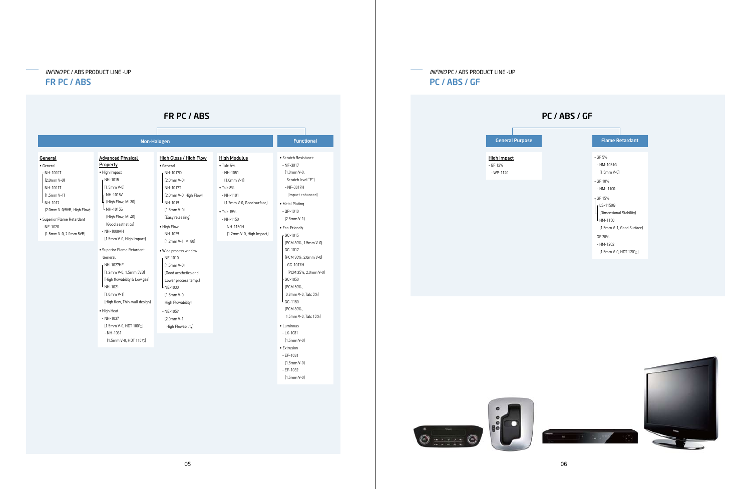*INFINO* PC / ABS PRODUCT LINE-UP

## FR PC / ABS

### FR PC / ABS

#### Non-Halogen

**General**

- General
  - NH-1000T (2.0mm V-0)
  - NH-1001T (1.5mm V-1)
  - NH-1017 (2.0mm V-0/5VB, High Flow)
- Superior Flame Retardant
  - NE-1020 (1.5mm V-0, 2.0mm 5VB)

**Advanced Physical Property**

- High Impact
  - NH-1015 (1.5mm V-0)
  - NH-1015V (High Flow, MI 30)
  - NH-1015S (High Flow, MI 40) (Good aesthetics)
  - NH-1000AH (1.5mm V-0, High Impact)
- Superior Flame Retardant General
  - NH-1027HF (1.2mm V-0, 1.5mm 5VB) (High flowability & Low gas)
  - NH-1021 (1.0mm V-1) (High flow, Thin-wall design)
- High Heat
  - NH-1037 (1.5mm V-0, HDT 100℃)
  - NH-1031 (1.5mm V-0, HDT 110℃)

**High Gloss / High Flow**

- General
  - NH-1017D (2.0mm V-0)
  - NH-1017T (2.0mm V-0, High Flow)
  - NH-1019 (1.5mm V-0) (Easy releasing)
- High Flow
  - NH-1029 (1.2mm V-1, MI 80)
- Wide process window
  - NE-1010 (1.5mm V-0) (Good aesthetics and Lower process temp.)
  - NE-1030 (1.5mm V-0, High Flowability)
  - NE-1059 (2.0mm V-1, High Flowability)

**High Modulus**

- Talc 5%
  - NH-1051 (1.0mm V-1)
- Talc 8%
  - NH-1101 (1.2mm V-0, Good surface)
- Talc 15%
  - NH-1150
  - NH-1150H (1.2mm V-0, High Impact)

#### Functional

- Scratch Resistance
  - NF-3017 (1.0mm V-0, Scratch level "F")
  - NF-3017H (Impact enhanced)
- Metal Plating
  - QP-1010 (2.5mm V-1)
- Eco-Friendly
  - GC-1015 (PCM 30%, 1.5mm V-0)
  - GC-1017 (PCM 30%, 2.0mm V-0)
  - GC-1017H (PCM 35%, 2.0mm V-0)
  - GC-1050 (PCM 50%, 0.8mm V-0, Talc 5%)
  - GC-1150 (PCM 30%, 1.5mm V-0, Talc 15%)
- Luminous
  - LX-1031 (1.5mm V-0)
- Extrusion
  - EF-1031 (1.5mm V-0)
  - EF-1032 (1.5mm V-0)

*INFINO* PC / ABS PRODUCT LINE-UP

## PC / ABS / GF

### PC / ABS / GF

#### General Purpose

**High Impact**

- GF 12%
  - WP-1120

#### Flame Retardant

- GF 5%
  - HM-1051G (1.5mm V-0)
- GF 10%
  - HM- 1100
- GF 15%
  - LS-1150G (Dimensional Stability)
  - HM-1150 (1.5mm V-1, Good Surface)
- GF 20%
  - HM-1202 (1.5mm V-0, HDT 120℃)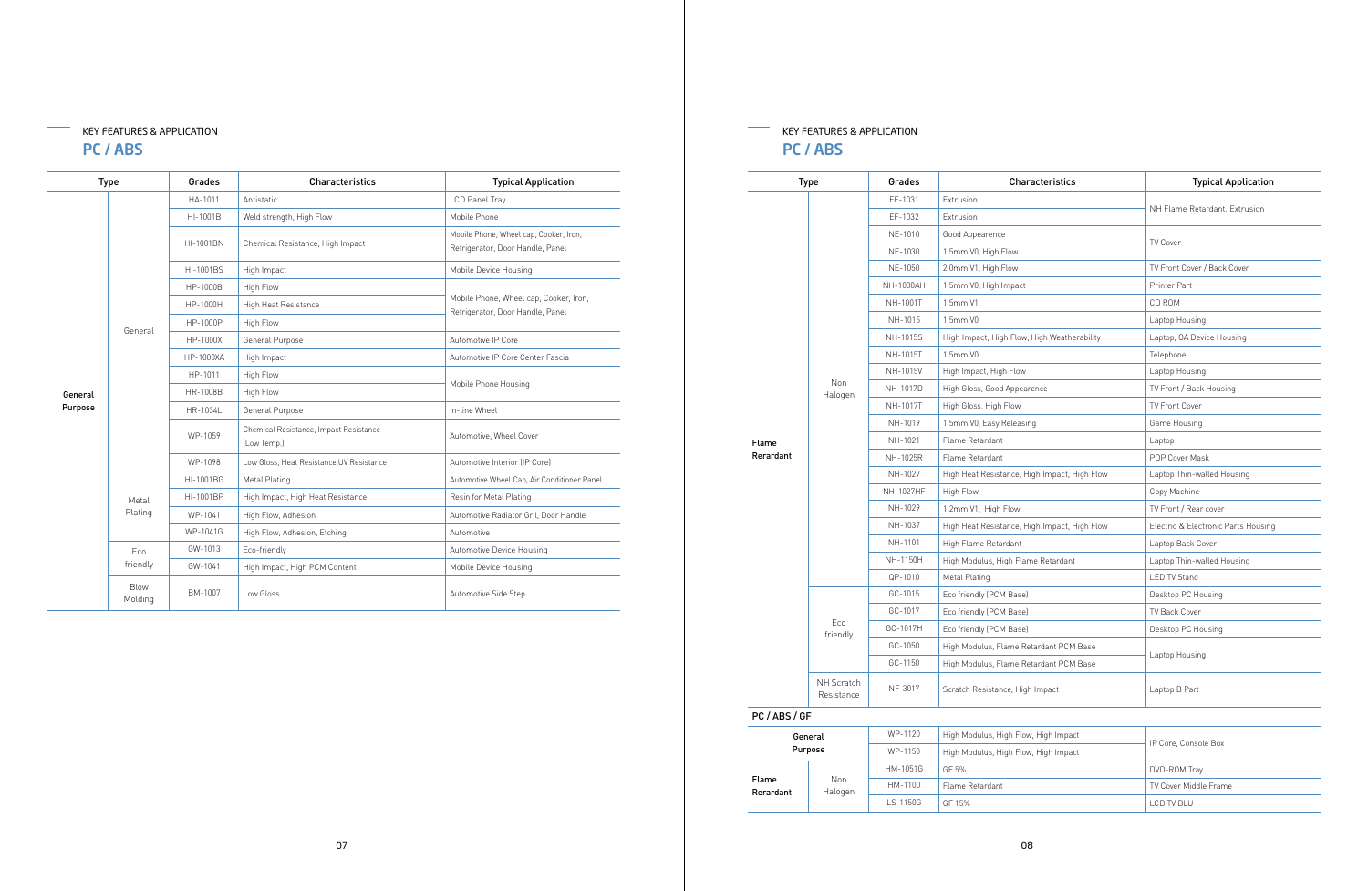KEY FEATURES & APPLICATION

## PC / ABS

| Type | | Grades | Characteristics | Typical Application |
|---|---|---|---|---|
| General Purpose | General | HA-1011 | Antistatic | LCD Panel Tray |
| | | HI-1001B | Weld strength, High Flow | Mobile Phone |
| | | HI-1001BN | Chemical Resistance, High Impact | Mobile Phone, Wheel cap, Cooker, Iron, Refrigerator, Door Handle, Panel |
| | | HI-1001BS | High Impact | Mobile Device Housing |
| | | HP-1000B | High Flow | Mobile Phone, Wheel cap, Cooker, Iron, Refrigerator, Door Handle, Panel |
| | | HP-1000H | High Heat Resistance | |
| | | HP-1000P | High Flow | |
| | | HP-1000X | General Purpose | Automotive IP Core |
| | | HP-1000XA | High Impact | Automotive IP Core Center Fascia |
| | | HP-1011 | High Flow | Mobile Phone Housing |
| | | HR-1008B | High Flow | |
| | | HR-1034L | General Purpose | In-line Wheel |
| | | WP-1059 | Chemical Resistance, Impact Resistance (Low Temp.) | Automotive, Wheel Cover |
| | | WP-1098 | Low Gloss, Heat Resistance,UV Resistance | Automotive Interior (IP Core) |
| | Metal Plating | HI-1001BG | Metal Plating | Automotive Wheel Cap, Air Conditioner Panel |
| | | HI-1001BP | High Impact, High Heat Resistance | Resin for Metal Plating |
| | | WP-1041 | High Flow, Adhesion | Automotive Radiator Gril, Door Handle |
| | | WP-1041G | High Flow, Adhesion, Etching | Automotive |
| | Eco friendly | GW-1013 | Eco-friendly | Automotive Device Housing |
| | | GW-1041 | High Impact, High PCM Content | Mobile Device Housing |
| | Blow Molding | BM-1007 | Low Gloss | Automotive Side Step |

KEY FEATURES & APPLICATION

## PC / ABS

| Type | | Grades | Characteristics | Typical Application |
|---|---|---|---|---|
| Flame Rerardant | Non Halogen | EF-1031 | Extrusion | NH Flame Retardant, Extrusion |
| | | EF-1032 | Extrusion | |
| | | NE-1010 | Good Appearence | TV Cover |
| | | NE-1030 | 1.5mm V0, High Flow | |
| | | NE-1050 | 2.0mm V1, High Flow | TV Front Cover / Back Cover |
| | | NH-1000AH | 1.5mm V0, High Impact | Printer Part |
| | | NH-1001T | 1.5mm V1 | CD ROM |
| | | NH-1015 | 1.5mm V0 | Laptop Housing |
| | | NH-1015S | High Impact, High Flow, High Weatherability | Laptop, OA Device Housing |
| | | NH-1015T | 1.5mm V0 | Telephone |
| | | NH-1015V | High Impact, High Flow | Laptop Housing |
| | | NH-1017D | High Gloss, Good Appearance | TV Front / Back Housing |
| | | NH-1017T | High Gloss, High Flow | TV Front Cover |
| | | NH-1019 | 1.5mm V0, Easy Releasing | Game Housing |
| | | NH-1021 | Flame Retardant | Laptop |
| | | NH-1025R | Flame Retardant | PDP Cover Mask |
| | | NH-1027 | High Heat Resistance, High Impact, High Flow | Laptop Thin-walled Housing |
| | | NH-1027HF | High Flow | Copy Machine |
| | | NH-1029 | 1.2mm V1, High Flow | TV Front / Rear cover |
| | | NH-1037 | High Heat Resistance, High Impact, High Flow | Electric & Electronic Parts Housing |
| | | NH-1101 | High Flame Retardant | Laptop Back Cover |
| | | NH-1150H | High Modulus, High Flame Retardant | Laptop Thin-walled Housing |
| | | QP-1010 | Metal Plating | LED TV Stand |
| | Eco friendly | GC-1015 | Eco friendly (PCM Base) | Desktop PC Housing |
| | | GC-1017 | Eco friendly (PCM Base) | TV Back Cover |
| | | GC-1017H | Eco friendly (PCM Base) | Desktop PC Housing |
| | | GC-1050 | High Modulus, Flame Retardant PCM Base | Laptop Housing |
| | | GC-1150 | High Modulus, Flame Retardant PCM Base | |
| | NH Scratch Resistance | NF-3017 | Scratch Resistance, High Impact | Laptop B Part |

**PC / ABS / GF**

| Type | | Grades | Characteristics | Typical Application |
|---|---|---|---|---|
| General Purpose | | WP-1120 | High Modulus, High Flow, High Impact | IP Core, Console Box |
| | | WP-1150 | High Modulus, High Flow, High Impact | |
| Flame Rerardant | Non Halogen | HM-1051G | GF 5% | DVD-ROM Tray |
| | | HM-1100 | Flame Retardant | TV Cover Middle Frame |
| | | LS-1150G | GF 15% | LCD TV BLU |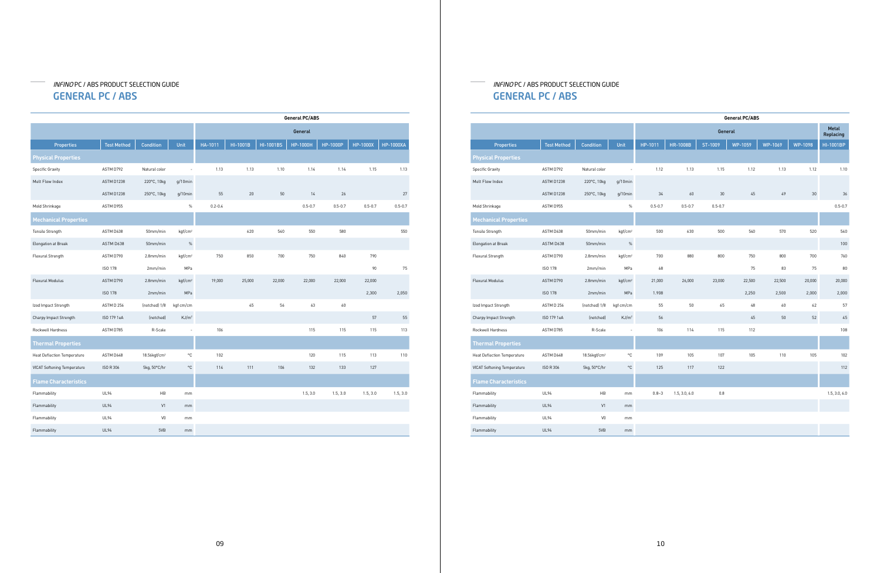*INFINO* PC / ABS PRODUCT SELECTION GUIDE

## GENERAL PC / ABS

| | | | | General PC/ABS | | | | | | |
|---|---|---|---|---|---|---|---|---|---|---|
| | | | | General | | | | | | |
| Properties | Test Method | Condition | Unit | HA-1011 | HI-1001B | HI-1001BS | HP-1000H | HP-1000P | HP-1000X | HP-1000XA |
| **Physical Properties** | | | | | | | | | | |
| Specific Gravity | ASTM D792 | Natural color | - | 1.13 | 1.13 | 1.10 | 1.14 | 1.14 | 1.15 | 1.13 |
| Melt Flow Index | ASTM D1238 | 220°C, 10kg | g/10min | | | | | | | |
| | ASTM D1238 | 250°C, 10kg | g/10min | 55 | 20 | 50 | 14 | 26 | | 27 |
| Mold Shrinkage | ASTM D955 | | % | 0.2-0.4 | | | 0.5-0.7 | 0.5-0.7 | 0.5-0.7 | 0.5-0.7 |
| **Mechanical Properties** | | | | | | | | | | |
| Tensile Strength | ASTM D638 | 50mm/min | $kgf/cm^2$ | | 620 | 540 | 550 | 580 | | 550 |
| Elongation at Break | ASTM D638 | 50mm/min | % | | | | | | | |
| Flexural Strength | ASTM D790 | 2.8mm/min | $kgf/cm^2$ | 750 | 850 | 700 | 750 | 840 | 790 | |
| | ISO 178 | 2mm/min | MPa | | | | | | 90 | 75 |
| Flexural Modulus | ASTM D790 | 2.8mm/min | $kgf/cm^2$ | 19,000 | 25,000 | 22,000 | 22,000 | 22,000 | 22,000 | |
| | ISO 178 | 2mm/min | MPa | | | | | | 2,300 | 2,050 |
| Izod Impact Strength | ASTM D 256 | (notched) 1/8 | kgf-cm/cm | | 45 | 56 | 63 | 60 | | |
| Charpy Impact Strength | ISO 179 1eA | (notched) | $KJ/m^2$ | | | | | | 57 | 55 |
| Rockwell Hardness | ASTM D785 | R-Scale | - | 106 | | | 115 | 115 | 115 | 113 |
| **Thermal Properties** | | | | | | | | | | |
| Heat Deflection Temperature | ASTM D648 | 18.56$kgf/cm^2$ | °C | 102 | | | 120 | 115 | 113 | 110 |
| VICAT Softening Temperature | ISO R 306 | 5kg, 50°C/hr | °C | 114 | 111 | 106 | 132 | 133 | 127 | |
| **Flame Characteristics** | | | | | | | | | | |
| Flammability | UL94 | HB | mm | | | | 1.5, 3.0 | 1.5, 3.0 | 1.5, 3.0 | 1.5, 3.0 |
| Flammability | UL94 | V1 | mm | | | | | | | |
| Flammability | UL94 | V0 | mm | | | | | | | |
| Flammability | UL94 | 5VB | mm | | | | | | | |

*INFINO* PC / ABS PRODUCT SELECTION GUIDE

## GENERAL PC / ABS

| | | | | General PC/ABS | | | | | | |
|---|---|---|---|---|---|---|---|---|---|---|
| | | | | General | | | | | | Metal Replacing |
| Properties | Test Method | Condition | Unit | HP-1011 | HR-1008B | ST-1009 | WP-1059 | WP-1069 | WP-1098 | HI-1001BP |
| **Physical Properties** | | | | | | | | | | |
| Specific Gravity | ASTM D792 | Natural color | - | 1.12 | 1.13 | 1.15 | 1.12 | 1.13 | 1.12 | 1.10 |
| Melt Flow Index | ASTM D1238 | 220°C, 10kg | g/10min | | | | | | | |
| | ASTM D1238 | 250°C, 10kg | g/10min | 34 | 60 | 30 | 45 | 49 | 30 | 36 |
| Mold Shrinkage | ASTM D955 | | % | 0.5-0.7 | 0.5-0.7 | 0.5-0.7 | | | | 0.5-0.7 |
| **Mechanical Properties** | | | | | | | | | | |
| Tensile Strength | ASTM D638 | 50mm/min | $kgf/cm^2$ | 500 | 630 | 500 | 540 | 570 | 520 | 540 |
| Elongation at Break | ASTM D638 | 50mm/min | % | | | | | | | 100 |
| Flexural Strength | ASTM D790 | 2.8mm/min | $kgf/cm^2$ | 700 | 880 | 800 | 750 | 800 | 700 | 760 |
| | ISO 178 | 2mm/min | MPa | 68 | | | 75 | 83 | 75 | 80 |
| Flexural Modulus | ASTM D790 | 2.8mm/min | $kgf/cm^2$ | 21,000 | 26,000 | 23,000 | 22,500 | 22,500 | 20,000 | 20,000 |
| | ISO 178 | 2mm/min | MPa | 1,908 | | | 2,250 | 2,500 | 2,000 | 2,000 |
| Izod Impact Strength | ASTM D 256 | (notched) 1/8 | kgf-cm/cm | 55 | 50 | 65 | 48 | 60 | 62 | 57 |
| Charpy Impact Strength | ISO 179 1eA | (notched) | $KJ/m^2$ | 56 | | | 45 | 50 | 52 | 45 |
| Rockwell Hardness | ASTM D785 | R-Scale | - | 106 | 114 | 115 | 112 | | | 108 |
| **Thermal Properties** | | | | | | | | | | |
| Heat Deflection Temperature | ASTM D648 | 18.56$kgf/cm^2$ | °C | 109 | 105 | 107 | 105 | 110 | 105 | 102 |
| VICAT Softening Temperature | ISO R 306 | 5kg, 50°C/hr | °C | 125 | 117 | 122 | | | | 112 |
| **Flame Characteristics** | | | | | | | | | | |
| Flammability | UL94 | HB | mm | 0.8~3 | 1.5, 3.0, 6.0 | 0.8 | | | | 1.5, 3.0, 6.0 |
| Flammability | UL94 | V1 | mm | | | | | | | |
| Flammability | UL94 | V0 | mm | | | | | | | |
| Flammability | UL94 | 5VB | mm | | | | | | | |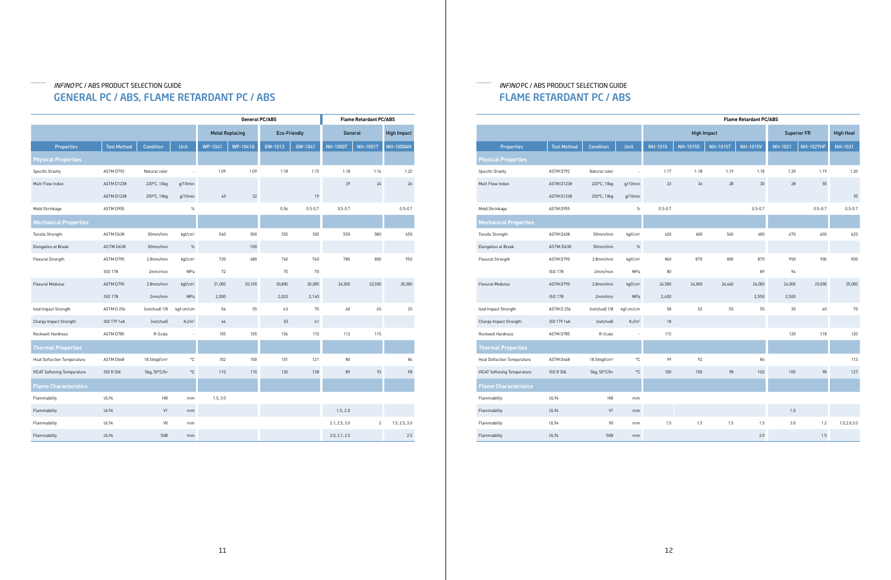*INFINO* PC / ABS PRODUCT SELECTION GUIDE

## GENERAL PC / ABS, FLAME RETARDANT PC / ABS

| | | | | General PC/ABS | | | | Flame Retardant PC/ABS | | |
|---|---|---|---|---|---|---|---|---|---|---|
| | | | | Metal Replacing | | Eco-Friendly | | General | | High Impact |
| Properties | Test Method | Condition | Unit | WP-1041 | WP-1041G | GW-1013 | GW-1041 | NH-1000T | NH-1001T | NH-1000AH |
| **Physical Properties** | | | | | | | | | | |
| Specific Gravity | ASTM D792 | Natural color | - | 1.09 | 1.09 | 1.18 | 1.15 | 1.18 | 1.16 | 1.22 |
| Melt Flow Index | ASTM D1238 | 220℃, 10kg | g/10min | | | | | 39 | 24 | 26 |
| | ASTM D1238 | 250℃, 10kg | g/10min | 40 | 32 | | 19 | | | |
| Mold Shrinkage | ASTM D955 | | % | | | 0.56 | 0.5-0.7 | 0.5-0.7 | | 0.5-0.7 |
| **Mechanical Properties** | | | | | | | | | | |
| Tensile Strength | ASTM D638 | 50mm/min | kgf/cm² | 540 | 500 | 555 | 530 | 550 | 580 | 650 |
| Elongation at Break | ASTM D638 | 50mm/min | % | | 100 | | | | | |
| Flexural Strength | ASTM D790 | 2.8mm/min | kgf/cm² | 720 | 680 | 760 | 760 | 780 | 800 | 950 |
| | ISO 178 | 2mm/min | MPa | 72 | | 75 | 70 | | | |
| Flexural Modulus | ASTM D790 | 2.8mm/min | kgf/cm² | 21,000 | 20,100 | 20,800 | 20,000 | 24,500 | 22,500 | 30,000 |
| | ISO 178 | 2mm/min | MPa | 2,000 | | 2,020 | 2,160 | | | |
| Izod Impact Strength | ASTM D 256 | (notched) 1/8 | kgf-cm/cm | 56 | 55 | 63 | 70 | 40 | 65 | 35 |
| Charpy Impact Strength | ISO 179 1eA | (notched) | KJ/m² | 46 | | 53 | 61 | | | |
| Rockwell Hardness | ASTM D785 | R-Scale | - | 105 | 105 | 106 | 110 | 112 | 115 | |
| **Thermal Properties** | | | | | | | | | | |
| Heat Deflection Temperature | ASTM D648 | 18.56kgf/cm² | ℃ | 102 | 100 | 101 | 121 | 80 | | 84 |
| VICAT Softening Temperature | ISO R 306 | 5kg, 50℃/hr | ℃ | 110 | 110 | 120 | 138 | 89 | 93 | 98 |
| **Flame Characteristics** | | | | | | | | | | |
| Flammability | UL94 | HB | mm | 1.5, 3.0 | | | | | | |
| Flammability | UL94 | V1 | mm | | | | | 1.5, 2.0 | | |
| Flammability | UL94 | V0 | mm | | | | | 2.1, 2.5, 3.0 | 2 | 1.5, 2.5, 3.0 |
| Flammability | UL94 | 5VB | mm | | | | | 2.0, 2.1, 2.5 | | 2.5 |

*INFINO* PC / ABS PRODUCT SELECTION GUIDE

## FLAME RETARDANT PC / ABS

| | | | | Flame Retardant PC/ABS | | | | | | |
|---|---|---|---|---|---|---|---|---|---|---|
| | | | | High Impact | | | | Superior FR | | High Heat |
| Properties | Test Method | Condition | Unit | NH-1015 | NH-1015S | NH-1015T | NH-1015V | NH-1021 | NH-1027HF | NH-1031 |
| **Physical Properties** | | | | | | | | | | |
| Specific Gravity | ASTM D792 | Natural color | - | 1.17 | 1.18 | 1.19 | 1.18 | 1.20 | 1.19 | 1.20 |
| Melt Flow Index | ASTM D1238 | 220℃, 10kg | g/10min | 23 | 36 | 28 | 30 | 28 | 55 | |
| | ASTM D1238 | 250℃, 10kg | g/10min | | | | | | | 35 |
| Mold Shrinkage | ASTM D955 | | % | 0.5-0.7 | | | 0.5-0.7 | | 0.5-0.7 | 0.5-0.7 |
| **Mechanical Properties** | | | | | | | | | | |
| Tensile Strength | ASTM D638 | 50mm/min | kgf/cm² | 620 | 600 | 560 | 600 | 670 | 600 | 620 |
| Elongation at Break | ASTM D638 | 50mm/min | % | | | | | | | |
| Flexural Strength | ASTM D790 | 2.8mm/min | kgf/cm² | 840 | 870 | 800 | 870 | 950 | 900 | 900 |
| | ISO 178 | 2mm/min | MPa | 80 | | | 89 | 94 | | |
| Flexural Modulus | ASTM D790 | 2.8mm/min | kgf/cm² | 24,500 | 24,000 | 24,440 | 24,000 | 26,000 | 25,000 | 25,000 |
| | ISO 178 | 2mm/min | MPa | 2,400 | | | 2,550 | 2,500 | | |
| Izod Impact Strength | ASTM D 256 | (notched) 1/8 | kgf-cm/cm | 58 | 52 | 55 | 55 | 30 | 60 | 70 |
| Charpy Impact Strength | ISO 179 1eA | (notched) | KJ/m² | 18 | | | | | | |
| Rockwell Hardness | ASTM D785 | R-Scale | - | 115 | | | | 120 | 118 | 120 |
| **Thermal Properties** | | | | | | | | | | |
| Heat Deflection Temperature | ASTM D648 | 18.56kgf/cm² | ℃ | 99 | 92 | | 86 | | | 113 |
| VICAT Softening Temperature | ISO R 306 | 5kg, 50℃/hr | ℃ | 100 | 100 | 98 | 102 | 100 | 98 | 127 |
| **Flame Characteristics** | | | | | | | | | | |
| Flammability | UL94 | HB | mm | | | | | | | |
| Flammability | UL94 | V1 | mm | | | | | 1.0 | | |
| Flammability | UL94 | V0 | mm | 1.5 | 1.5 | 1.5 | 1.5 | 3.0 | 1.2 | 1.5,2.0,3.0 |
| Flammability | UL94 | 5VB | mm | | | | 2.0 | | 1.5 | |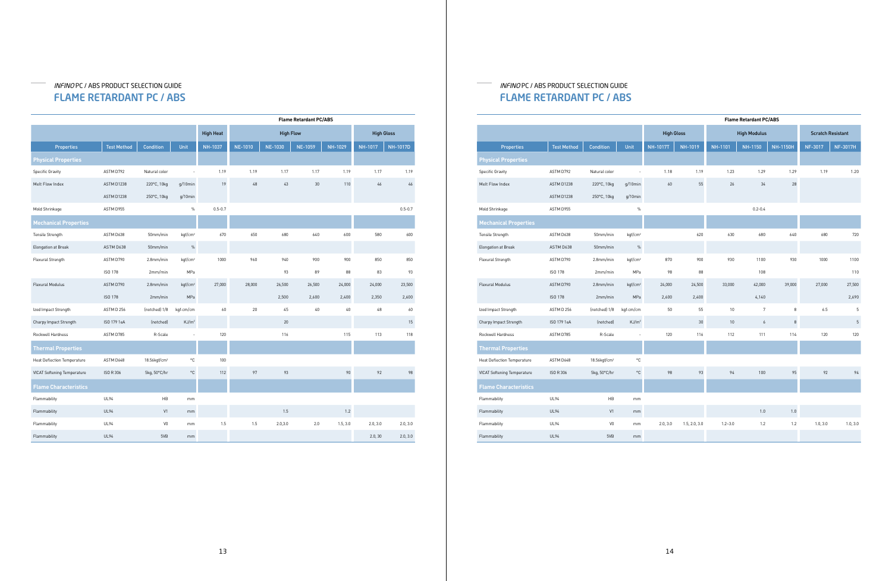*INFINO* PC / ABS PRODUCT SELECTION GUIDE

## FLAME RETARDANT PC / ABS

| | | | | Flame Retardant PC/ABS | | | | | | |
|---|---|---|---|---|---|---|---|---|---|---|
| | | | | High Heat | High Flow | | | | High Gloss | |
| Properties | Test Method | Condition | Unit | NH-1037 | NE-1010 | NE-1030 | NE-1059 | NH-1029 | NH-1017 | NH-1017D |
| **Physical Properties** | | | | | | | | | | |
| Specific Gravity | ASTM D792 | Natural color | - | 1.19 | 1.19 | 1.17 | 1.17 | 1.19 | 1.17 | 1.19 |
| Melt Flow Index | ASTM D1238 | 220℃, 10kg | g/10min | 19 | 48 | 43 | 30 | 110 | 46 | 46 |
| | ASTM D1238 | 250℃, 10kg | g/10min | | | | | | | |
| Mold Shrinkage | ASTM D955 | | % | 0.5-0.7 | | | | | | 0.5-0.7 |
| **Mechanical Properties** | | | | | | | | | | |
| Tensile Strength | ASTM D638 | 50mm/min | kgf/cm² | 670 | 650 | 680 | 640 | 600 | 580 | 600 |
| Elongation at Break | ASTM D638 | 50mm/min | % | | | | | | | |
| Flexural Strength | ASTM D790 | 2.8mm/min | kgf/cm² | 1000 | 960 | 940 | 900 | 900 | 850 | 850 |
| | ISO 178 | 2mm/min | MPa | | | 93 | 89 | 88 | 83 | 93 |
| Flexural Modulus | ASTM D790 | 2.8mm/min | kgf/cm² | 27,000 | 28,000 | 26,500 | 26,500 | 24,000 | 24,000 | 23,500 |
| | ISO 178 | 2mm/min | MPa | | | 2,500 | 2,600 | 2,400 | 2,350 | 2,600 |
| Izod Impact Strength | ASTM D 256 | (notched) 1/8 | kgf-cm/cm | 60 | 20 | 45 | 40 | 40 | 48 | 60 |
| Charpy Impact Strength | ISO 179 1eA | (notched) | KJ/m² | | | 20 | | | | 15 |
| Rockwell Hardness | ASTM D785 | R-Scale | - | 120 | | 116 | | 115 | 113 | 118 |
| **Thermal Properties** | | | | | | | | | | |
| Heat Deflection Temperature | ASTM D648 | 18.56kgf/cm² | ℃ | 100 | | | | | | |
| VICAT Softening Temperature | ISO R 306 | 5kg, 50℃/hr | ℃ | 112 | 97 | 93 | | 90 | 92 | 98 |
| **Flame Characteristics** | | | | | | | | | | |
| Flammability | UL94 | HB | mm | | | | | | | |
| Flammability | UL94 | V1 | mm | | | 1.5 | | 1.2 | | |
| Flammability | UL94 | V0 | mm | 1.5 | 1.5 | 2.0,3.0 | 2.0 | 1.5, 3.0 | 2.0, 3.0 | 2.0, 3.0 |
| Flammability | UL94 | 5VB | mm | | | | | | 2.0, 30 | 2.0, 3.0 |

*INFINO* PC / ABS PRODUCT SELECTION GUIDE

## FLAME RETARDANT PC / ABS

| | | | | Flame Retardant PC/ABS | | | | | | |
|---|---|---|---|---|---|---|---|---|---|---|
| | | | | High Gloss | | High Modulus | | | Scratch Resistant | |
| Properties | Test Method | Condition | Unit | NH-1017T | NH-1019 | NH-1101 | NH-1150 | NH-1150H | NF-3017 | NF-3017H |
| **Physical Properties** | | | | | | | | | | |
| Specific Gravity | ASTM D792 | Natural color | - | 1.18 | 1.19 | 1.23 | 1.29 | 1.29 | 1.19 | 1.20 |
| Melt Flow Index | ASTM D1238 | 220℃, 10kg | g/10min | 60 | 55 | 26 | 34 | 28 | | |
| | ASTM D1238 | 250℃, 10kg | g/10min | | | | | | | |
| Mold Shrinkage | ASTM D955 | | % | | | | 0.2-0.4 | | | |
| **Mechanical Properties** | | | | | | | | | | |
| Tensile Strength | ASTM D638 | 50mm/min | kgf/cm² | | 620 | 630 | 680 | 640 | 680 | 720 |
| Elongation at Break | ASTM D638 | 50mm/min | % | | | | | | | |
| Flexural Strength | ASTM D790 | 2.8mm/min | kgf/cm² | 870 | 900 | 930 | 1100 | 930 | 1000 | 1100 |
| | ISO 178 | 2mm/min | MPa | 98 | 88 | | 108 | | | 110 |
| Flexural Modulus | ASTM D790 | 2.8mm/min | kgf/cm² | 24,000 | 24,500 | 33,000 | 42,000 | 39,000 | 27,000 | 27,500 |
| | ISO 178 | 2mm/min | MPa | 2,600 | 2,400 | | 4,140 | | | 2,690 |
| Izod Impact Strength | ASTM D 256 | (notched) 1/8 | kgf-cm/cm | 50 | 55 | 10 | 7 | 8 | 6.5 | 5 |
| Charpy Impact Strength | ISO 179 1eA | (notched) | KJ/m² | | 30 | 10 | 6 | 8 | | 5 |
| Rockwell Hardness | ASTM D785 | R-Scale | - | 120 | 116 | 112 | 111 | 114 | 120 | 120 |
| **Thermal Properties** | | | | | | | | | | |
| Heat Deflection Temperature | ASTM D648 | 18.56kgf/cm² | ℃ | | | | | | | |
| VICAT Softening Temperature | ISO R 306 | 5kg, 50℃/hr | ℃ | 98 | 93 | 94 | 100 | 95 | 92 | 94 |
| **Flame Characteristics** | | | | | | | | | | |
| Flammability | UL94 | HB | mm | | | | | | | |
| Flammability | UL94 | V1 | mm | | | | 1.0 | 1.0 | | |
| Flammability | UL94 | V0 | mm | 2.0, 3.0 | 1.5, 2.0, 3.0 | 1.2~3.0 | 1.2 | 1.2 | 1.0, 3.0 | 1.0, 3.0 |
| Flammability | UL94 | 5VB | mm | | | | | | | |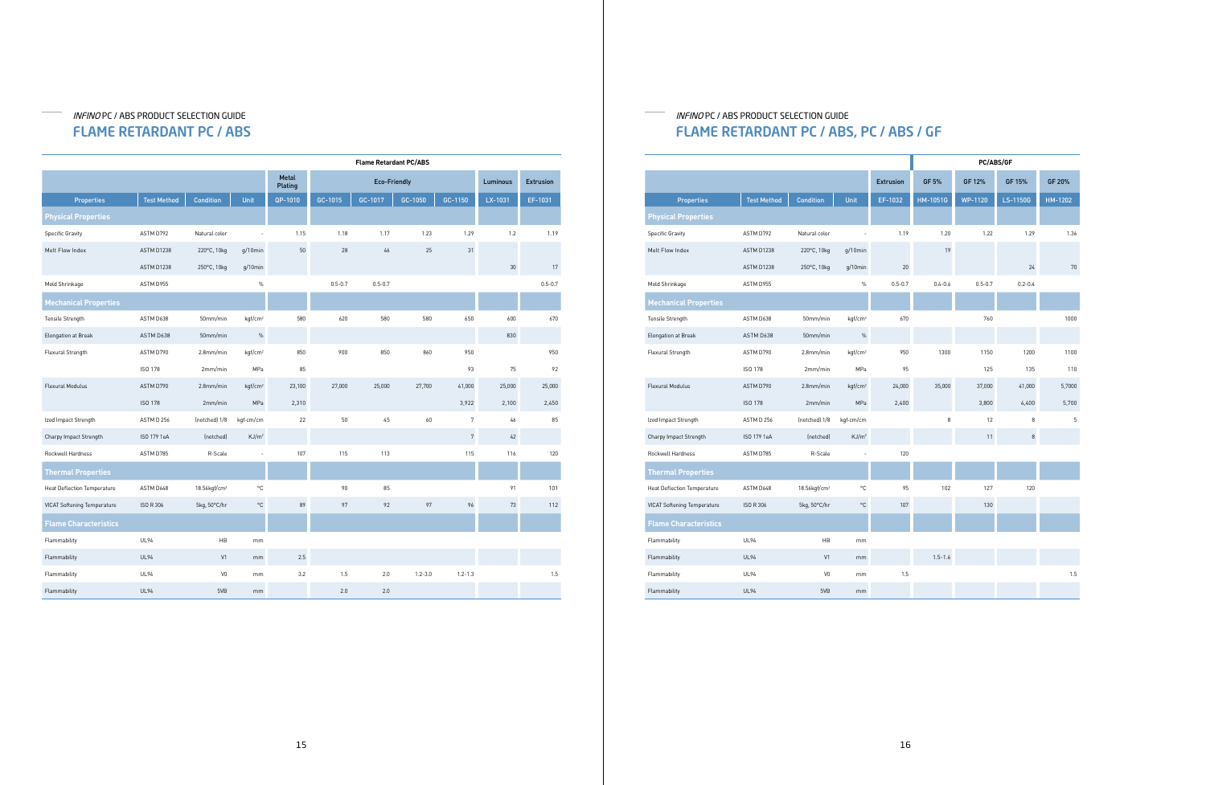*INFINO* PC / ABS PRODUCT SELECTION GUIDE

## FLAME RETARDANT PC / ABS

| | | | | Flame Retardant PC/ABS | | | | | | |
|---|---|---|---|---|---|---|---|---|---|---|
| | | | | Metal Plating | Eco-Friendly | | | | Luminous | Extrusion |
| Properties | Test Method | Condition | Unit | QP-1010 | GC-1015 | GC-1017 | GC-1050 | GC-1150 | LX-1031 | EF-1031 |
| **Physical Properties** | | | | | | | | | | |
| Specific Gravity | ASTM D792 | Natural color | - | 1.15 | 1.18 | 1.17 | 1.23 | 1.29 | 1.2 | 1.19 |
| Melt Flow Index | ASTM D1238 | 220°C, 10kg | g/10min | 50 | 28 | 46 | 25 | 31 | | |
| | ASTM D1238 | 250°C, 10kg | g/10min | | | | | | 30 | 17 |
| Mold Shrinkage | ASTM D955 | | % | | 0.5-0.7 | 0.5-0.7 | | | | 0.5-0.7 |
| **Mechanical Properties** | | | | | | | | | | |
| Tensile Strength | ASTM D638 | 50mm/min | kgf/cm² | 580 | 620 | 580 | 580 | 650 | 600 | 670 |
| Elongation at Break | ASTM D638 | 50mm/min | % | | | | | | 830 | |
| Flexural Strength | ASTM D790 | 2.8mm/min | kgf/cm² | 850 | 900 | 850 | 860 | 950 | | 950 |
| | ISO 178 | 2mm/min | MPa | 85 | | | | 93 | 75 | 92 |
| Flexural Modulus | ASTM D790 | 2.8mm/min | kgf/cm² | 23,100 | 27,000 | 25,000 | 27,700 | 41,000 | 25,000 | 25,000 |
| | ISO 178 | 2mm/min | MPa | 2,310 | | | | 3,922 | 2,100 | 2,450 |
| Izod Impact Strength | ASTM D 256 | (notched) 1/8 | kgf·cm/cm | 22 | 50 | 45 | 60 | 7 | 46 | 85 |
| Charpy Impact Strength | ISO 179 1eA | (notched) | KJ/m² | | | | | 7 | 42 | |
| Rockwell Hardness | ASTM D785 | R-Scale | - | 107 | 115 | 113 | | 115 | 116 | 120 |
| **Thermal Properties** | | | | | | | | | | |
| Heat Deflection Temperature | ASTM D648 | 18.56kgf/cm² | °C | | 90 | 85 | | | 91 | 101 |
| VICAT Softening Temperature | ISO R 306 | 5kg, 50°C/hr | °C | 89 | 97 | 92 | 97 | 96 | 73 | 112 |
| **Flame Characteristics** | | | | | | | | | | |
| Flammability | UL94 | HB | mm | | | | | | | |
| Flammability | UL94 | V1 | mm | 2.5 | | | | | | |
| Flammability | UL94 | V0 | mm | 3.2 | 1.5 | 2.0 | 1.2-3.0 | 1.2-1.3 | | 1.5 |
| Flammability | UL94 | 5VB | mm | | 2.0 | 2.0 | | | | |

*INFINO* PC / ABS PRODUCT SELECTION GUIDE

## FLAME RETARDANT PC / ABS, PC / ABS / GF

| | | | | | PC/ABS/GF | | | |
|---|---|---|---|---|---|---|---|---|
| | | | | Extrusion | GF 5% | GF 12% | GF 15% | GF 20% |
| Properties | Test Method | Condition | Unit | EF-1032 | HM-1051G | WP-1120 | LS-1150G | HM-1202 |
| **Physical Properties** | | | | | | | | |
| Specific Gravity | ASTM D792 | Natural color | - | 1.19 | 1.20 | 1.22 | 1.29 | 1.36 |
| Melt Flow Index | ASTM D1238 | 220°C, 10kg | g/10min | | 19 | | | |
| | ASTM D1238 | 250°C, 10kg | g/10min | 20 | | | 24 | 70 |
| Mold Shrinkage | ASTM D955 | | % | 0.5-0.7 | 0.4-0.6 | 0.5-0.7 | 0.2-0.4 | |
| **Mechanical Properties** | | | | | | | | |
| Tensile Strength | ASTM D638 | 50mm/min | kgf/cm² | 670 | | 760 | | 1000 |
| Elongation at Break | ASTM D638 | 50mm/min | % | | | | | |
| Flexural Strength | ASTM D790 | 2.8mm/min | kgf/cm² | 950 | 1300 | 1150 | 1200 | 1100 |
| | ISO 178 | 2mm/min | MPa | 95 | | 125 | 135 | 110 |
| Flexural Modulus | ASTM D790 | 2.8mm/min | kgf/cm² | 24,000 | 35,000 | 37,000 | 41,000 | 5,7000 |
| | ISO 178 | 2mm/min | MPa | 2,400 | | 3,800 | 4,400 | 5,700 |
| Izod Impact Strength | ASTM D 256 | (notched) 1/8 | kgf·cm/cm | | 8 | 12 | 8 | 5 |
| Charpy Impact Strength | ISO 179 1eA | (notched) | KJ/m² | | | 11 | 8 | |
| Rockwell Hardness | ASTM D785 | R-Scale | - | 120 | | | | |
| **Thermal Properties** | | | | | | | | |
| Heat Deflection Temperature | ASTM D648 | 18.56kgf/cm² | °C | 95 | 102 | 127 | 120 | |
| VICAT Softening Temperature | ISO R 306 | 5kg, 50°C/hr | °C | 107 | | 130 | | |
| **Flame Characteristics** | | | | | | | | |
| Flammability | UL94 | HB | mm | | | | | |
| Flammability | UL94 | V1 | mm | | 1.5-1.6 | | | |
| Flammability | UL94 | V0 | mm | 1.5 | | | | 1.5 |
| Flammability | UL94 | 5VB | mm | | | | | |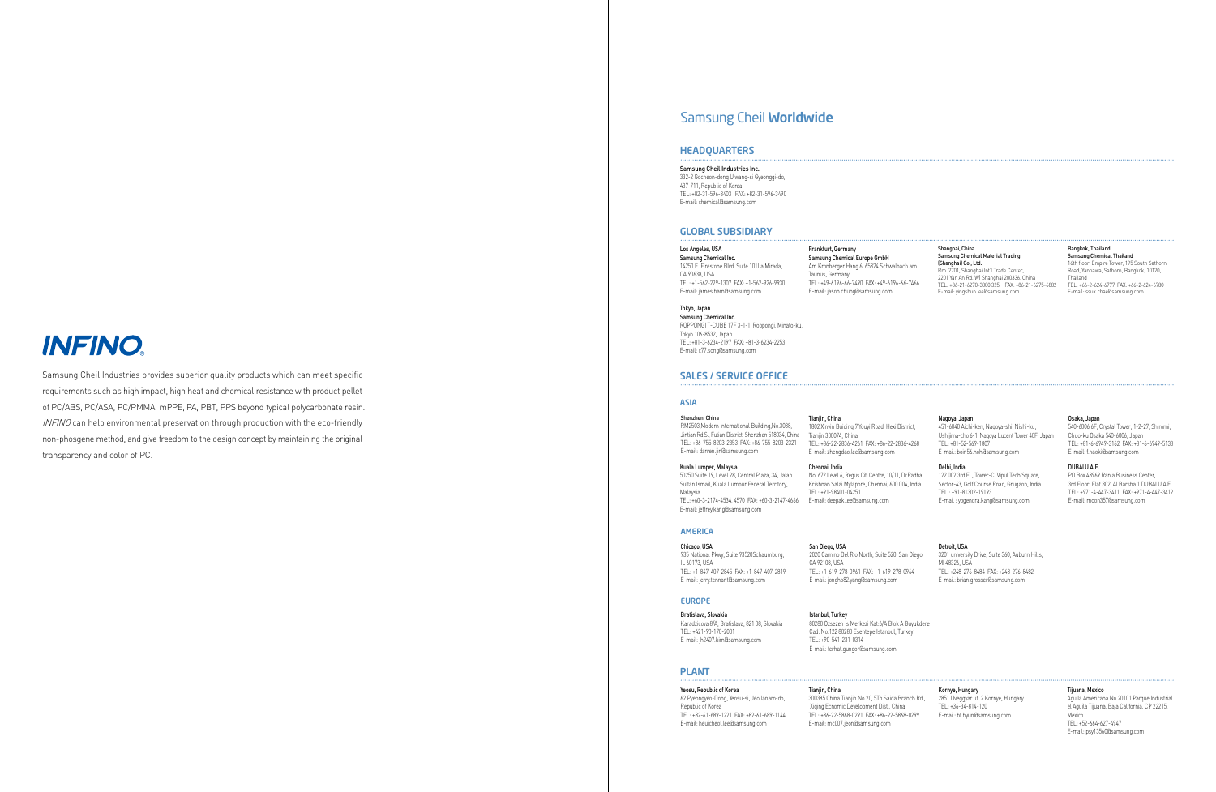# INFINO®

Samsung Cheil Industries provides superior quality products which can meet specific requirements such as high impact, high heat and chemical resistance with product pellet of PC/ABS, PC/ASA, PC/PMMA, mPPE, PA, PBT, PPS beyond typical polycarbonate resin. *INFINO* can help environmental preservation through production with the eco-friendly non-phosgene method, and give freedom to the design concept by maintaining the original transparency and color of PC.

# Samsung Cheil **Worldwide**

## HEADQUARTERS

**Samsung Cheil Industries Inc.**
332-2 Gocheon-dong Uiwang-si Gyeonggi-do,
437-711, Republic of Korea
TEL: +82-31-596-3403 FAX: +82-31-596-3490
E-mail: chemical@samsung.com

## GLOBAL SUBSIDIARY

**Los Angeles, USA**
**Samsung Chemical Inc.**
14251 E. Firestone Blvd. Suite 101La Mirada,
CA 90638, USA
TEL: +1-562-229-1307 FAX: +1-562-926-9930
E-mail: james.ham@samsung.com

**Frankfurt, Germany**
**Samsung Chemical Europe GmbH**
Am Kronberger Hang 6, 65824 Schwalbach am Taunus, Germany
TEL: +49-6196-66-7490 FAX: +49-6196-66-7466
E-mail: jason.chung@samsung.com

**Shanghai, China**
**Samsung Chemical Material Trading (Shanghai) Co., Ltd.**
Rm. 2701, Shanghai Int'l Trade Center,
2201 Yan An Rd (W) Shanghai 200336, China
TEL: +86-21-6270-3000(325) FAX: +86-21-6275-6882
E-mail: yingshun.lee@samsung.com

**Bangkok, Thailand**
**Samsung Chemical Thailand**
16th floor, Empire Tower, 195 South Sathorn Road, Yannawa, Sathorn, Bangkok, 10120, Thailand
TEL: +66-2-624-6777 FAX: +66-2-624-6780
E-mail: souk.chae@samsung.com

**Tokyo, Japan**
**Samsung Chemical Inc.**
ROPPONGI T-CUBE 17F 3-1-1, Roppongi, Minato-ku,
Tokyo 106-8532, Japan
TEL: +81-3-6234-2197 FAX: +81-3-6234-2253
E-mail: c77.song@samsung.com

## SALES / SERVICE OFFICE

### ASIA

**Shenzhen, China**
RM2503,Modern International Building,No.3038,
Jintian Rd.S., Futian District, Shenzhen 518034, China
TEL: +86-755-8203-2353 FAX: +86-755-8203-2321
E-mail: darren.jin@samsung.com

**Tianjin, China**
1802 Xinyin Buiding 7 Youyi Road, Hexi District,
Tianjin 300074, China
TEL: +86-22-2836-4261 FAX: +86-22-2836-4268
E-mail: zhengdao.lee@samsung.com

**Nagoya, Japan**
451-6040 Aichi-ken, Nagoya-shi, Nishi-ku,
Ushijima-cho 6-1, Nagoya Lucent Tower 40F, Japan
TEL: +81-52-569-1807
E-mail: bom56.noh@samsung.com

**Osaka, Japan**
540-6006 6F, Crystal Tower, 1-2-27, Shiromi,
Chuo-ku Osaka 540-6006, Japan
TEL: +81-6-6949-3162 FAX: +81-6-6949-5133
E-mail: t.naoki@samsung.com

**Kuala Lumper, Malaysia**
50250 Suite 19, Level 28, Central Plaza, 34, Jalan Sultan Ismail, Kuala Lumpur Federal Territory, Malaysia
TEL: +60-3-2174-4534, 4570 FAX: +60-3-2147-4666
E-mail: jeffrey.kang@samsung.com

**Chennai, India**
No, 672 Level 6, Regus Citi Centre, 10/11, Dr.Radha Krishnan Salai Mylapore, Chennai, 600 004, India
TEL: +91-98401-04251
E-mail: deepak.lee@samsung.com

**Delhi, India**
122 002 3rd Fl., Tower-C, Vipul Tech Square,
Sector-43, Golf Course Road, Grugaon, India
TEL : +91-81302-19193
E-mail : yogendra.kang@samsung.com

**DUBAI U.A.E.**
PO Box 48969 Rania Business Center,
3rd Floor, Flat 302, Al Barsha 1 DUBAI U.A.E.
TEL: +971-4-447-3411 FAX: +971-4-447-3412
E-mail: moon357@samsung.com

### AMERICA

**Chicago, USA**
935 National Pkwy, Suite 93520Schaumburg,
IL 60173, USA
TEL: +1-847-407-2845 FAX: +1-847-407-2819
E-mail: jerry.tennant@samsung.com

**San Diego, USA**
2020 Camino Del Rio North, Suite 520, San Diego,
CA 92108, USA
TEL: +1-619-278-0961 FAX: +1-619-278-0964
E-mail: jongho82.yang@samsung.com

**Detroit, USA**
3201 university Drive, Suite 360, Auburn Hills,
MI 48326, USA
TEL: +248-276-8484 FAX: +248-276-8482
E-mail: brian.grosser@samsung.com

### EUROPE

**Bratislava, Slovakia**
Karadzicova 8/A, Bratislava, 821 08, Slovakia
TEL: +421-90-170-2001
E-mail: jh2407.kim@samsung.com

**Istanbul, Turkey**
80280 Ozsezen Is Merkezi Kat:6/A Blok A Buyukdere Cad. No.122 80280 Esentepe Istanbul, Turkey
TEL: +90-541-231-0314
E-mail: ferhat.gungor@samsung.com

## PLANT

**Yeosu, Republic of Korea**
62 Pyeongyeo-Dong, Yeosu-si, Jeollanam-do,
Republic of Korea
TEL: +82-61-689-1221 FAX: +82-61-689-1144
E-mail: heuicheol.lee@samsung.com

**Tianjin, China**
300385 China Tianjin No.20, 5Th Saida Branch Rd.,
Xiqing Ecnomic Development Dist., China
TEL: +86-22-5868-0291 FAX: +86-22-5868-0299
E-mail: mc007.jeon@samsung.com

**Kornye, Hungary**
2851 Ueeggyar ul. 2 Kornye, Hungary
TEL: +36-34-814-120
E-mail: bt.hyun@samsung.com

**Tijuana, Mexico**
Aguila Americana No.20101 Parque Industrial el Aguila Tijuana, Baja California. CP 22215, Mexico
TEL: +52-664-627-4947
E-mail: psy1356@samsung.com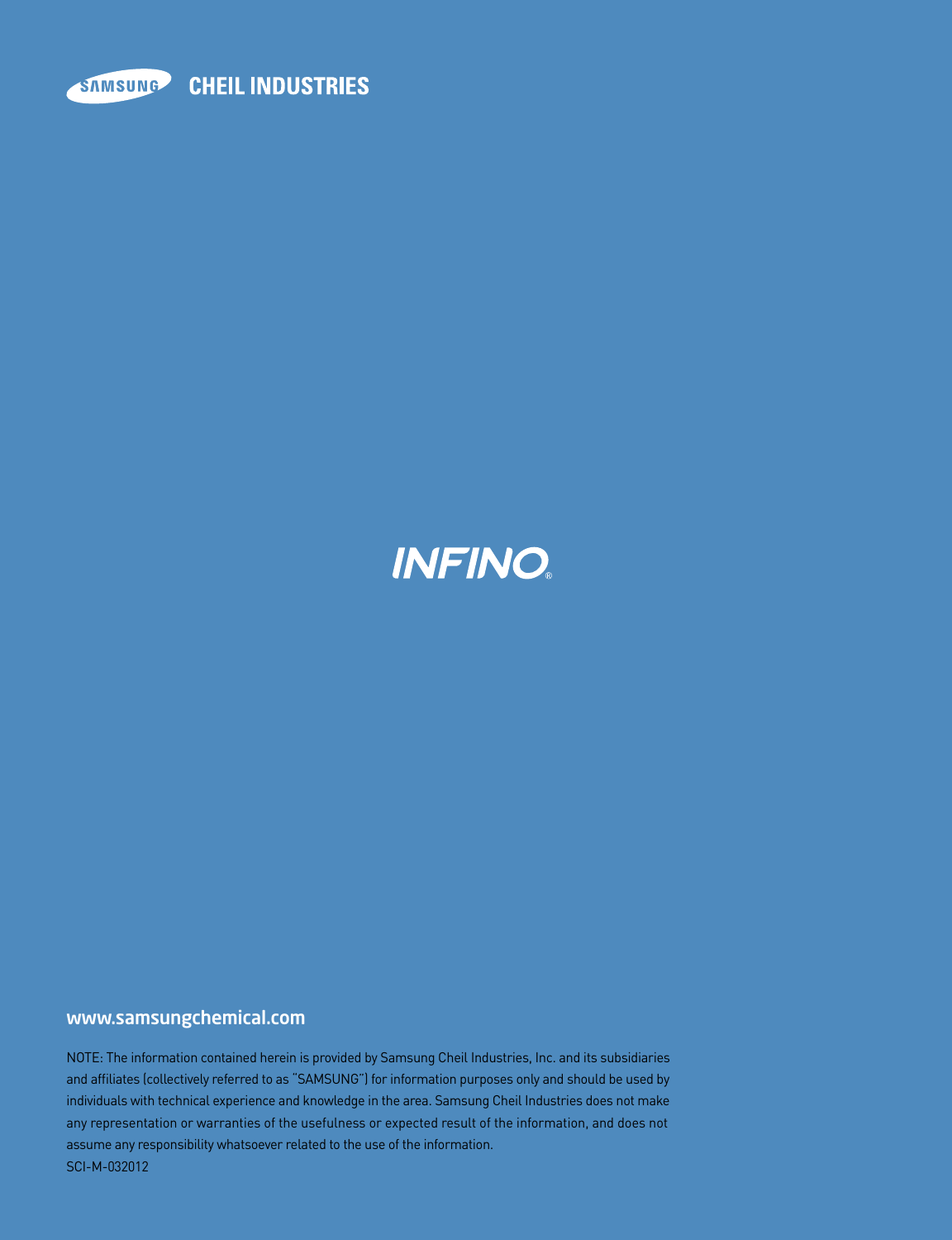SAMSUNG CHEIL INDUSTRIES

INFINO®

**www.samsungchemical.com**

NOTE: The information contained herein is provided by Samsung Cheil Industries, Inc. and its subsidiaries and affiliates (collectively referred to as "SAMSUNG") for information purposes only and should be used by individuals with technical experience and knowledge in the area. Samsung Cheil Industries does not make any representation or warranties of the usefulness or expected result of the information, and does not assume any responsibility whatsoever related to the use of the information.

SCI-M-032012